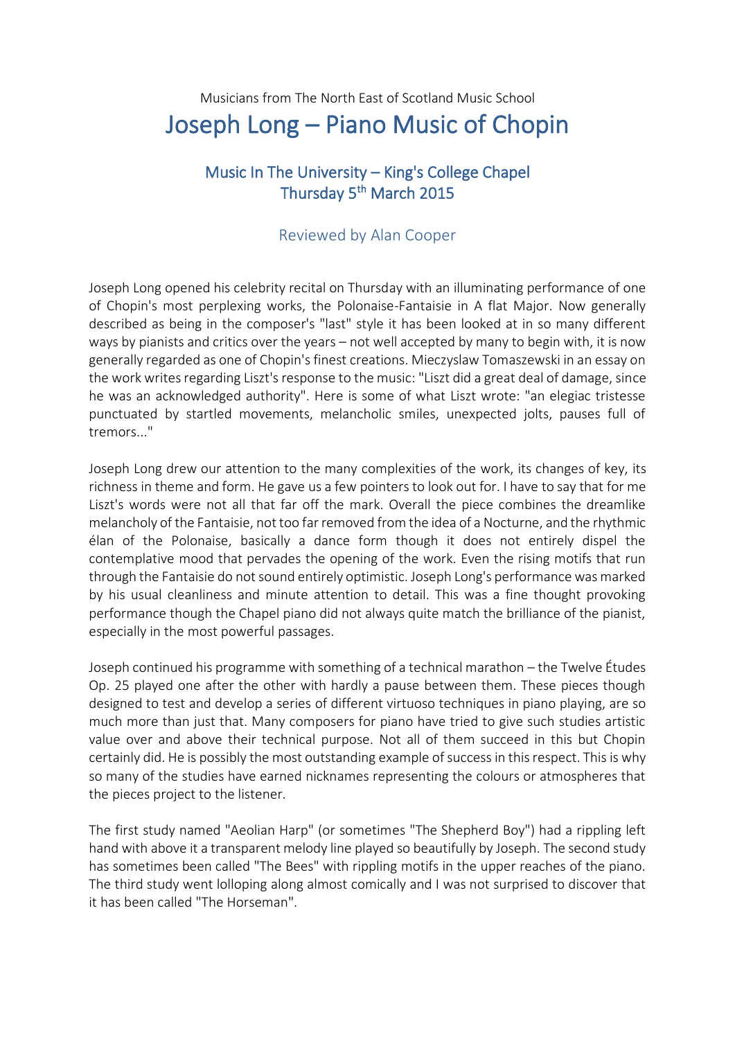Musicians from The North East of Scotland Music School

# Joseph Long – Piano Music of Chopin

## Music In The University – King's College Chapel
## Thursday 5th March 2015

### Reviewed by Alan Cooper

Joseph Long opened his celebrity recital on Thursday with an illuminating performance of one of Chopin's most perplexing works, the Polonaise-Fantaisie in A flat Major. Now generally described as being in the composer's "last" style it has been looked at in so many different ways by pianists and critics over the years – not well accepted by many to begin with, it is now generally regarded as one of Chopin's finest creations. Mieczyslaw Tomaszewski in an essay on the work writes regarding Liszt's response to the music: "Liszt did a great deal of damage, since he was an acknowledged authority". Here is some of what Liszt wrote: "an elegiac tristesse punctuated by startled movements, melancholic smiles, unexpected jolts, pauses full of tremors..."

Joseph Long drew our attention to the many complexities of the work, its changes of key, its richness in theme and form. He gave us a few pointers to look out for. I have to say that for me Liszt's words were not all that far off the mark. Overall the piece combines the dreamlike melancholy of the Fantaisie, not too far removed from the idea of a Nocturne, and the rhythmic élan of the Polonaise, basically a dance form though it does not entirely dispel the contemplative mood that pervades the opening of the work. Even the rising motifs that run through the Fantaisie do not sound entirely optimistic. Joseph Long's performance was marked by his usual cleanliness and minute attention to detail. This was a fine thought provoking performance though the Chapel piano did not always quite match the brilliance of the pianist, especially in the most powerful passages.

Joseph continued his programme with something of a technical marathon – the Twelve Études Op. 25 played one after the other with hardly a pause between them. These pieces though designed to test and develop a series of different virtuoso techniques in piano playing, are so much more than just that. Many composers for piano have tried to give such studies artistic value over and above their technical purpose. Not all of them succeed in this but Chopin certainly did. He is possibly the most outstanding example of success in this respect. This is why so many of the studies have earned nicknames representing the colours or atmospheres that the pieces project to the listener.

The first study named "Aeolian Harp" (or sometimes "The Shepherd Boy") had a rippling left hand with above it a transparent melody line played so beautifully by Joseph. The second study has sometimes been called "The Bees" with rippling motifs in the upper reaches of the piano. The third study went lolloping along almost comically and I was not surprised to discover that it has been called "The Horseman".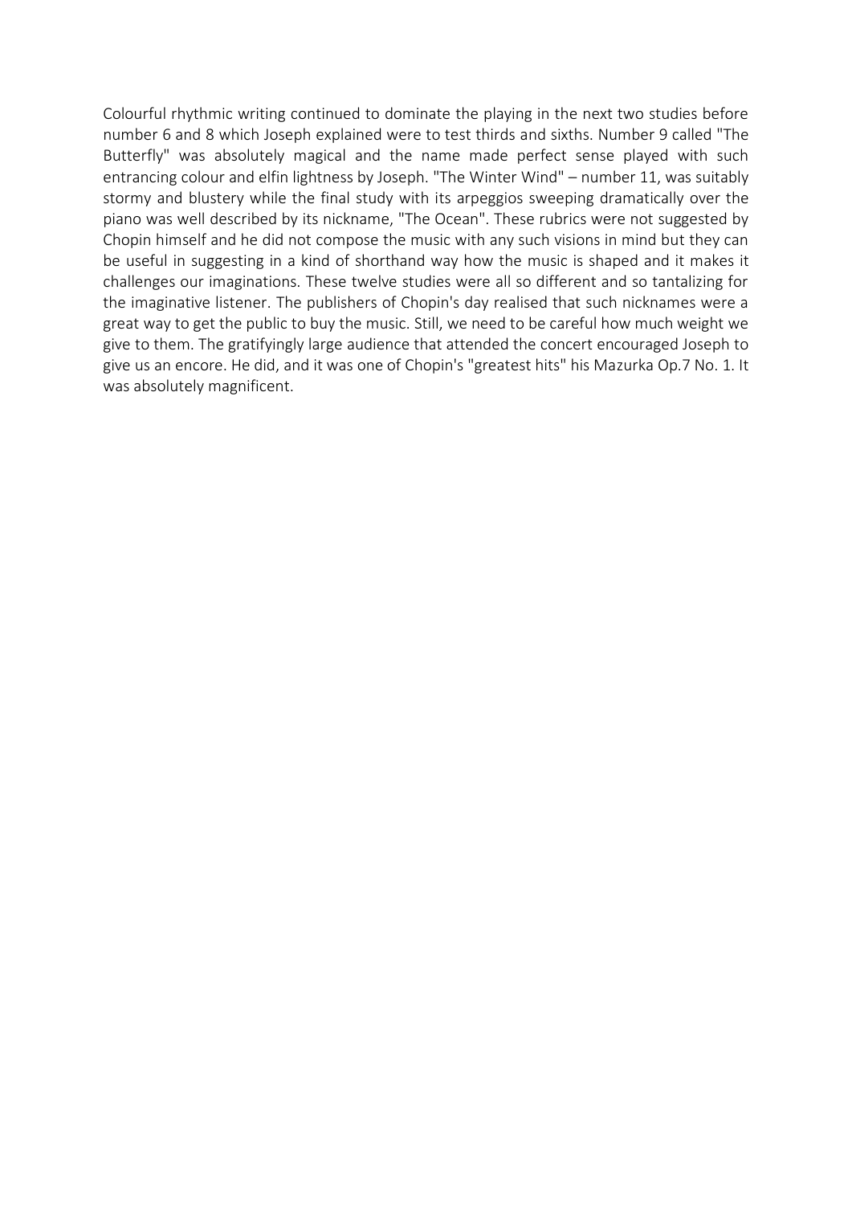Colourful rhythmic writing continued to dominate the playing in the next two studies before number 6 and 8 which Joseph explained were to test thirds and sixths. Number 9 called "The Butterfly" was absolutely magical and the name made perfect sense played with such entrancing colour and elfin lightness by Joseph. "The Winter Wind" – number 11, was suitably stormy and blustery while the final study with its arpeggios sweeping dramatically over the piano was well described by its nickname, "The Ocean". These rubrics were not suggested by Chopin himself and he did not compose the music with any such visions in mind but they can be useful in suggesting in a kind of shorthand way how the music is shaped and it makes it challenges our imaginations. These twelve studies were all so different and so tantalizing for the imaginative listener. The publishers of Chopin's day realised that such nicknames were a great way to get the public to buy the music. Still, we need to be careful how much weight we give to them. The gratifyingly large audience that attended the concert encouraged Joseph to give us an encore. He did, and it was one of Chopin's "greatest hits" his Mazurka Op.7 No. 1. It was absolutely magnificent.